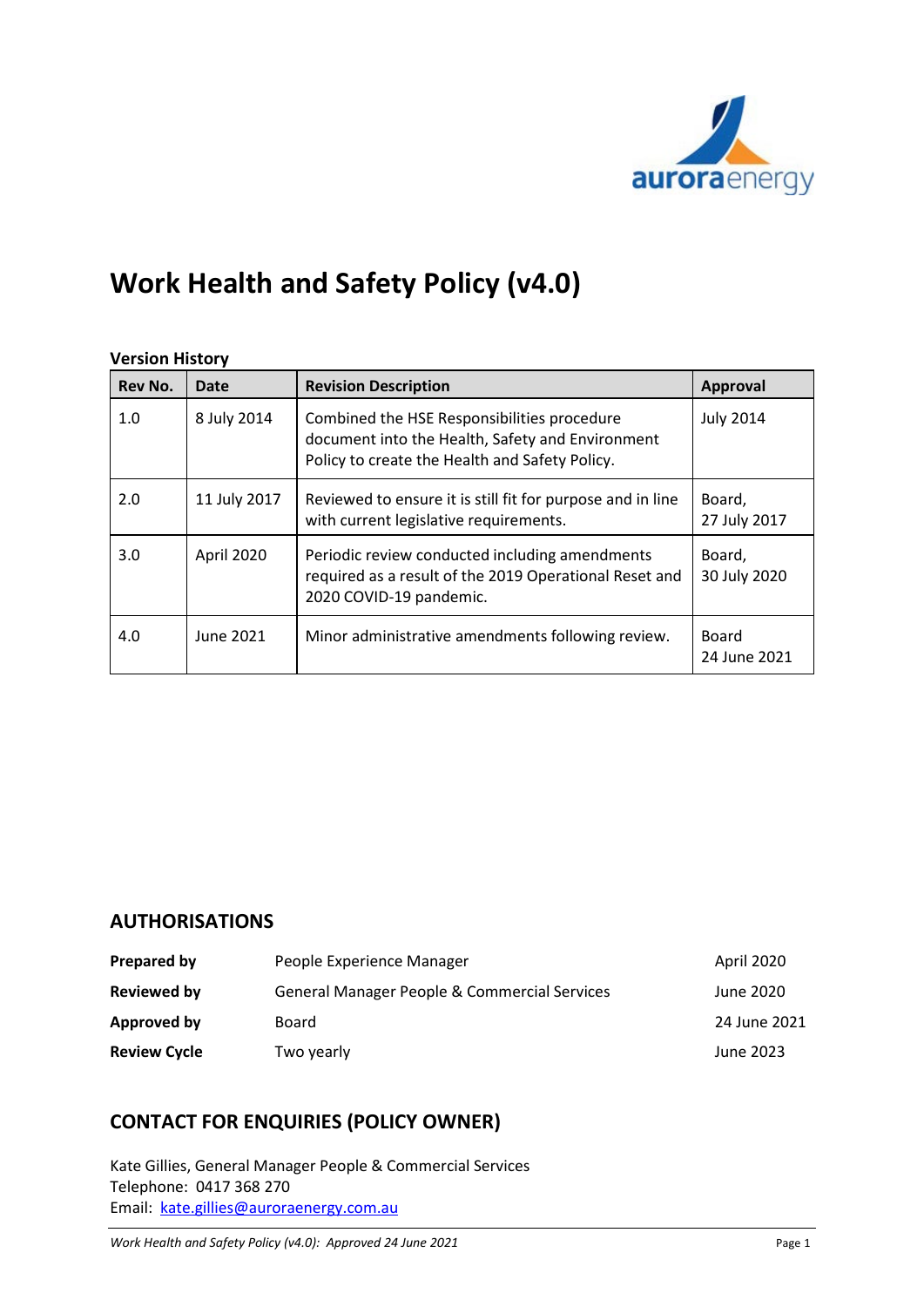# Work Health and Safety Policy (v4.0)

**Version History**

| Rev No. | Date | Revision Description | Approval |
|---|---|---|---|
| 1.0 | 8 July 2014 | Combined the HSE Responsibilities procedure document into the Health, Safety and Environment Policy to create the Health and Safety Policy. | July 2014 |
| 2.0 | 11 July 2017 | Reviewed to ensure it is still fit for purpose and in line with current legislative requirements. | Board, 27 July 2017 |
| 3.0 | April 2020 | Periodic review conducted including amendments required as a result of the 2019 Operational Reset and 2020 COVID-19 pandemic. | Board, 30 July 2020 |
| 4.0 | June 2021 | Minor administrative amendments following review. | Board 24 June 2021 |

## AUTHORISATIONS

| | | |
|---|---|---|
| **Prepared by** | People Experience Manager | April 2020 |
| **Reviewed by** | General Manager People & Commercial Services | June 2020 |
| **Approved by** | Board | 24 June 2021 |
| **Review Cycle** | Two yearly | June 2023 |

## CONTACT FOR ENQUIRIES (POLICY OWNER)

Kate Gillies, General Manager People & Commercial Services
Telephone: 0417 368 270
Email: kate.gillies@auroraenergy.com.au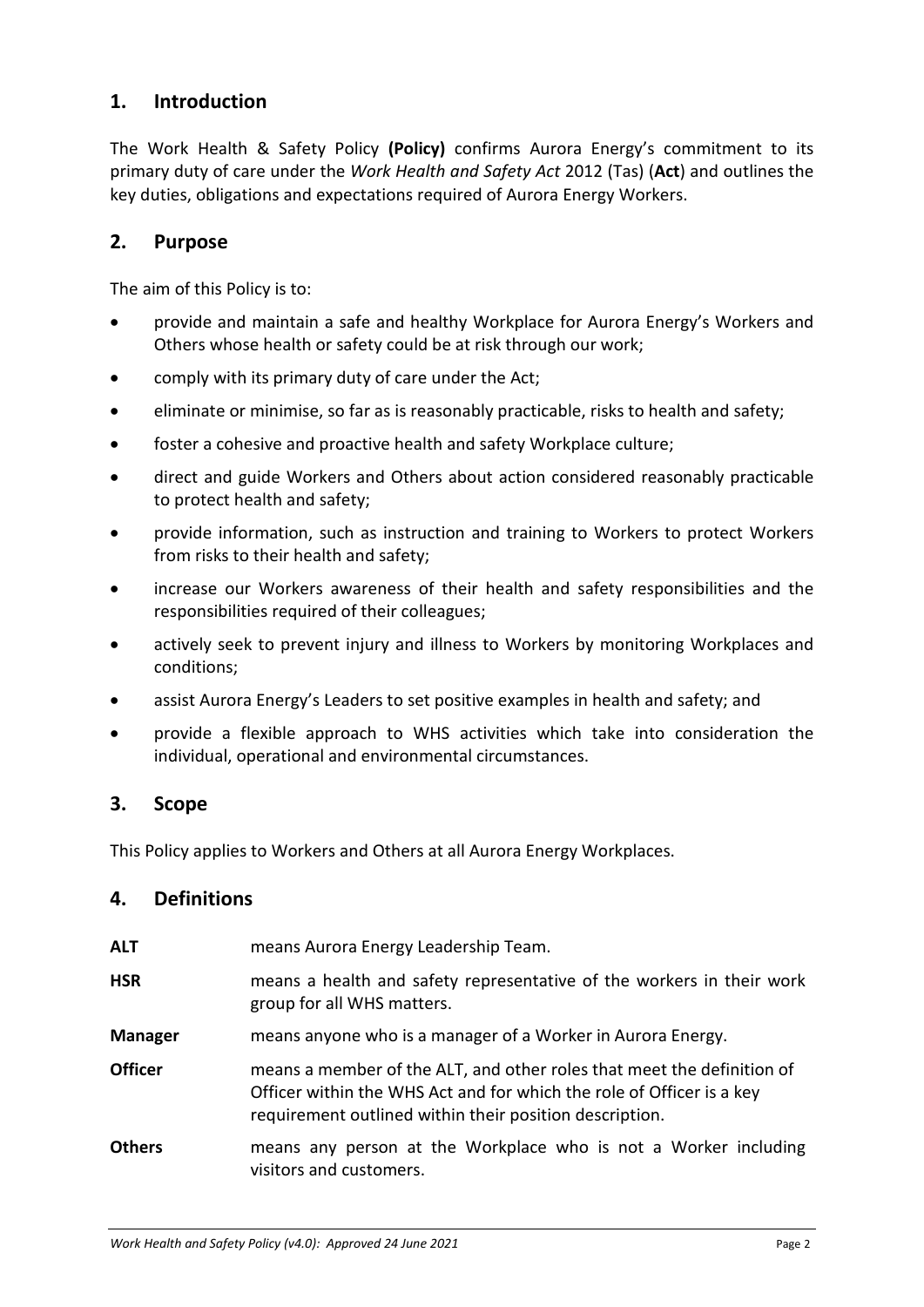## 1. Introduction

The Work Health & Safety Policy **(Policy)** confirms Aurora Energy's commitment to its primary duty of care under the *Work Health and Safety Act* 2012 (Tas) (**Act**) and outlines the key duties, obligations and expectations required of Aurora Energy Workers.

## 2. Purpose

The aim of this Policy is to:

- provide and maintain a safe and healthy Workplace for Aurora Energy's Workers and Others whose health or safety could be at risk through our work;
- comply with its primary duty of care under the Act;
- eliminate or minimise, so far as is reasonably practicable, risks to health and safety;
- foster a cohesive and proactive health and safety Workplace culture;
- direct and guide Workers and Others about action considered reasonably practicable to protect health and safety;
- provide information, such as instruction and training to Workers to protect Workers from risks to their health and safety;
- increase our Workers awareness of their health and safety responsibilities and the responsibilities required of their colleagues;
- actively seek to prevent injury and illness to Workers by monitoring Workplaces and conditions;
- assist Aurora Energy's Leaders to set positive examples in health and safety; and
- provide a flexible approach to WHS activities which take into consideration the individual, operational and environmental circumstances.

## 3. Scope

This Policy applies to Workers and Others at all Aurora Energy Workplaces.

## 4. Definitions

| | |
|---|---|
| **ALT** | means Aurora Energy Leadership Team. |
| **HSR** | means a health and safety representative of the workers in their work group for all WHS matters. |
| **Manager** | means anyone who is a manager of a Worker in Aurora Energy. |
| **Officer** | means a member of the ALT, and other roles that meet the definition of Officer within the WHS Act and for which the role of Officer is a key requirement outlined within their position description. |
| **Others** | means any person at the Workplace who is not a Worker including visitors and customers. |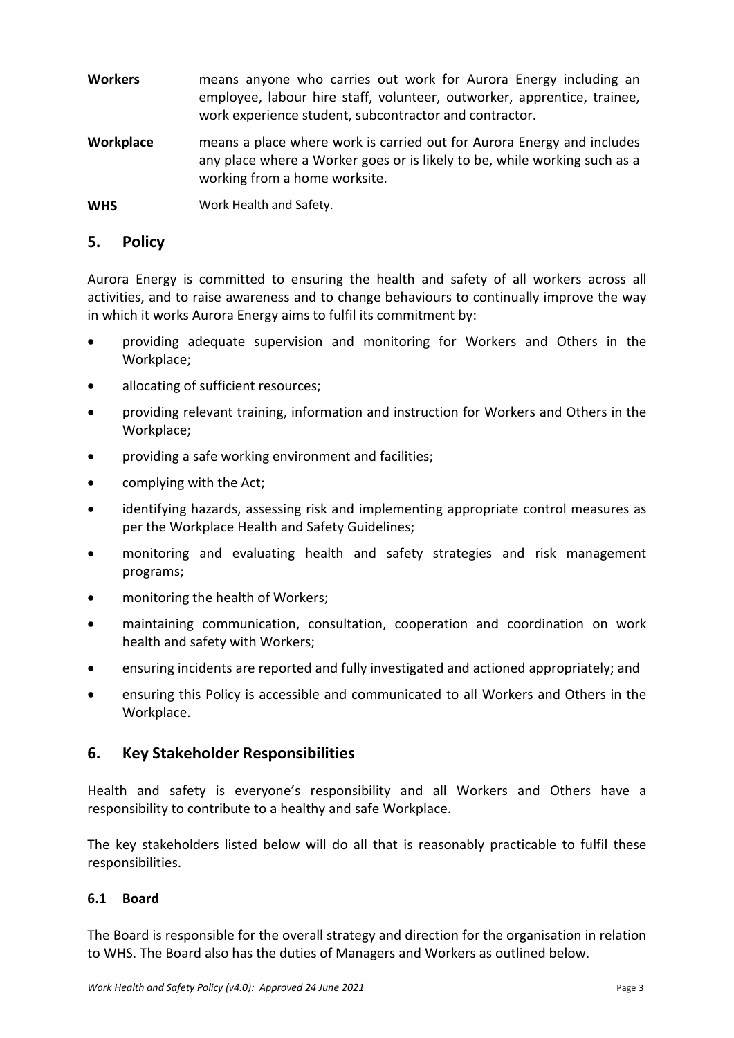**Workers** means anyone who carries out work for Aurora Energy including an employee, labour hire staff, volunteer, outworker, apprentice, trainee, work experience student, subcontractor and contractor.

**Workplace** means a place where work is carried out for Aurora Energy and includes any place where a Worker goes or is likely to be, while working such as a working from a home worksite.

**WHS** Work Health and Safety.

## 5. Policy

Aurora Energy is committed to ensuring the health and safety of all workers across all activities, and to raise awareness and to change behaviours to continually improve the way in which it works Aurora Energy aims to fulfil its commitment by:

- providing adequate supervision and monitoring for Workers and Others in the Workplace;
- allocating of sufficient resources;
- providing relevant training, information and instruction for Workers and Others in the Workplace;
- providing a safe working environment and facilities;
- complying with the Act;
- identifying hazards, assessing risk and implementing appropriate control measures as per the Workplace Health and Safety Guidelines;
- monitoring and evaluating health and safety strategies and risk management programs;
- monitoring the health of Workers;
- maintaining communication, consultation, cooperation and coordination on work health and safety with Workers;
- ensuring incidents are reported and fully investigated and actioned appropriately; and
- ensuring this Policy is accessible and communicated to all Workers and Others in the Workplace.

## 6. Key Stakeholder Responsibilities

Health and safety is everyone's responsibility and all Workers and Others have a responsibility to contribute to a healthy and safe Workplace.

The key stakeholders listed below will do all that is reasonably practicable to fulfil these responsibilities.

### 6.1 Board

The Board is responsible for the overall strategy and direction for the organisation in relation to WHS. The Board also has the duties of Managers and Workers as outlined below.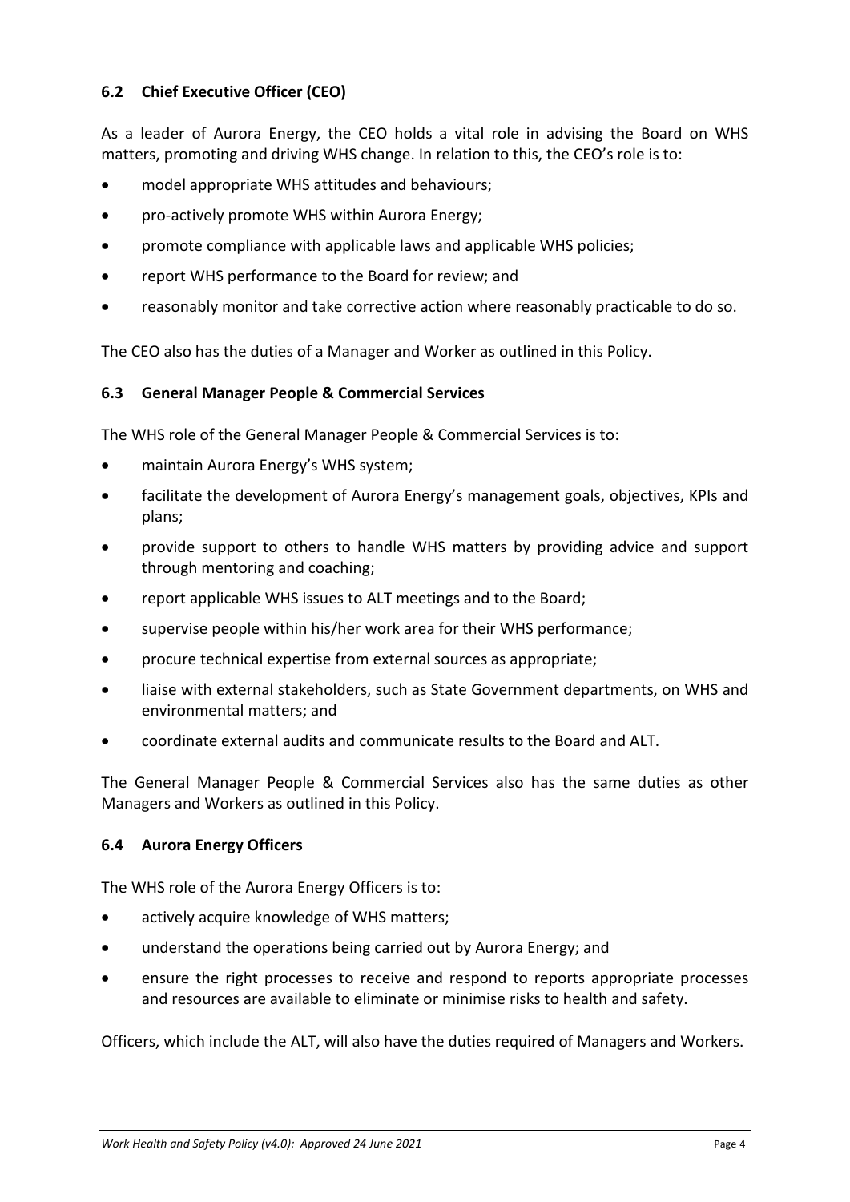### 6.2 Chief Executive Officer (CEO)

As a leader of Aurora Energy, the CEO holds a vital role in advising the Board on WHS matters, promoting and driving WHS change. In relation to this, the CEO's role is to:

- model appropriate WHS attitudes and behaviours;
- pro-actively promote WHS within Aurora Energy;
- promote compliance with applicable laws and applicable WHS policies;
- report WHS performance to the Board for review; and
- reasonably monitor and take corrective action where reasonably practicable to do so.

The CEO also has the duties of a Manager and Worker as outlined in this Policy.

### 6.3 General Manager People & Commercial Services

The WHS role of the General Manager People & Commercial Services is to:

- maintain Aurora Energy's WHS system;
- facilitate the development of Aurora Energy's management goals, objectives, KPIs and plans;
- provide support to others to handle WHS matters by providing advice and support through mentoring and coaching;
- report applicable WHS issues to ALT meetings and to the Board;
- supervise people within his/her work area for their WHS performance;
- procure technical expertise from external sources as appropriate;
- liaise with external stakeholders, such as State Government departments, on WHS and environmental matters; and
- coordinate external audits and communicate results to the Board and ALT.

The General Manager People & Commercial Services also has the same duties as other Managers and Workers as outlined in this Policy.

### 6.4 Aurora Energy Officers

The WHS role of the Aurora Energy Officers is to:

- actively acquire knowledge of WHS matters;
- understand the operations being carried out by Aurora Energy; and
- ensure the right processes to receive and respond to reports appropriate processes and resources are available to eliminate or minimise risks to health and safety.

Officers, which include the ALT, will also have the duties required of Managers and Workers.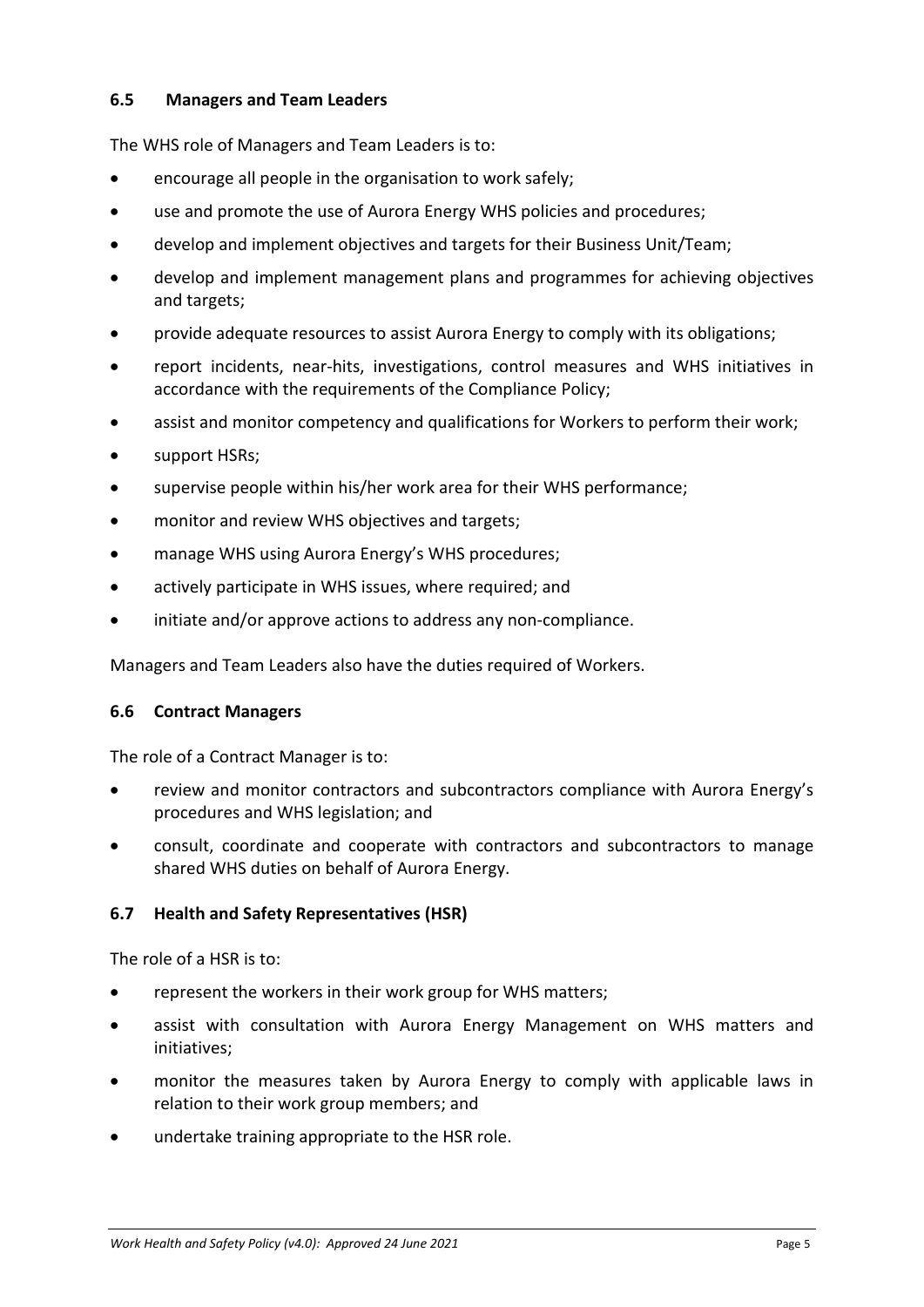### 6.5 Managers and Team Leaders

The WHS role of Managers and Team Leaders is to:

- encourage all people in the organisation to work safely;
- use and promote the use of Aurora Energy WHS policies and procedures;
- develop and implement objectives and targets for their Business Unit/Team;
- develop and implement management plans and programmes for achieving objectives and targets;
- provide adequate resources to assist Aurora Energy to comply with its obligations;
- report incidents, near-hits, investigations, control measures and WHS initiatives in accordance with the requirements of the Compliance Policy;
- assist and monitor competency and qualifications for Workers to perform their work;
- support HSRs;
- supervise people within his/her work area for their WHS performance;
- monitor and review WHS objectives and targets;
- manage WHS using Aurora Energy's WHS procedures;
- actively participate in WHS issues, where required; and
- initiate and/or approve actions to address any non-compliance.

Managers and Team Leaders also have the duties required of Workers.

### 6.6 Contract Managers

The role of a Contract Manager is to:

- review and monitor contractors and subcontractors compliance with Aurora Energy's procedures and WHS legislation; and
- consult, coordinate and cooperate with contractors and subcontractors to manage shared WHS duties on behalf of Aurora Energy.

### 6.7 Health and Safety Representatives (HSR)

The role of a HSR is to:

- represent the workers in their work group for WHS matters;
- assist with consultation with Aurora Energy Management on WHS matters and initiatives;
- monitor the measures taken by Aurora Energy to comply with applicable laws in relation to their work group members; and
- undertake training appropriate to the HSR role.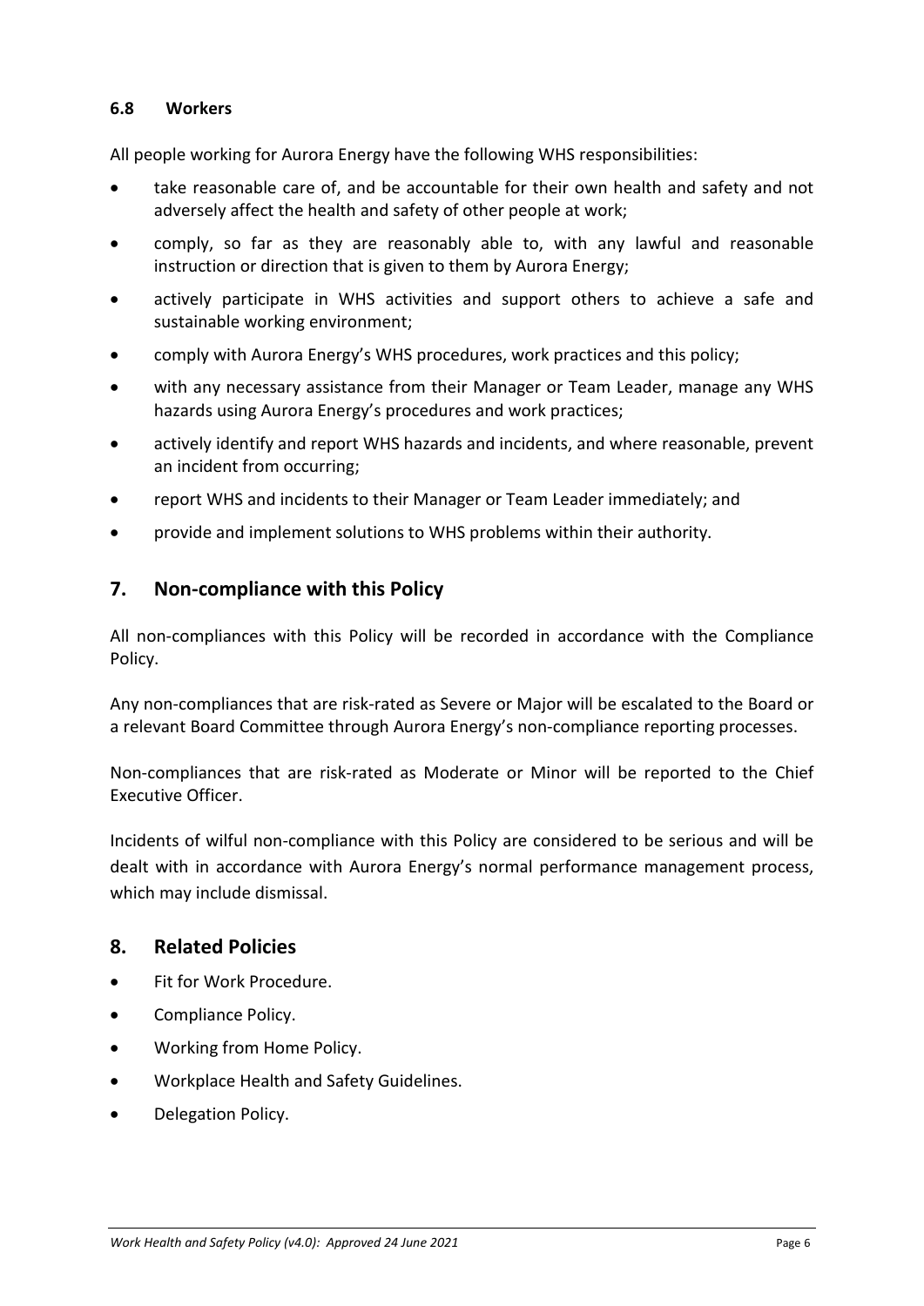### 6.8 Workers

All people working for Aurora Energy have the following WHS responsibilities:

- take reasonable care of, and be accountable for their own health and safety and not adversely affect the health and safety of other people at work;
- comply, so far as they are reasonably able to, with any lawful and reasonable instruction or direction that is given to them by Aurora Energy;
- actively participate in WHS activities and support others to achieve a safe and sustainable working environment;
- comply with Aurora Energy's WHS procedures, work practices and this policy;
- with any necessary assistance from their Manager or Team Leader, manage any WHS hazards using Aurora Energy's procedures and work practices;
- actively identify and report WHS hazards and incidents, and where reasonable, prevent an incident from occurring;
- report WHS and incidents to their Manager or Team Leader immediately; and
- provide and implement solutions to WHS problems within their authority.

## 7. Non-compliance with this Policy

All non-compliances with this Policy will be recorded in accordance with the Compliance Policy.

Any non-compliances that are risk-rated as Severe or Major will be escalated to the Board or a relevant Board Committee through Aurora Energy's non-compliance reporting processes.

Non-compliances that are risk-rated as Moderate or Minor will be reported to the Chief Executive Officer.

Incidents of wilful non-compliance with this Policy are considered to be serious and will be dealt with in accordance with Aurora Energy's normal performance management process, which may include dismissal.

## 8. Related Policies

- Fit for Work Procedure.
- Compliance Policy.
- Working from Home Policy.
- Workplace Health and Safety Guidelines.
- Delegation Policy.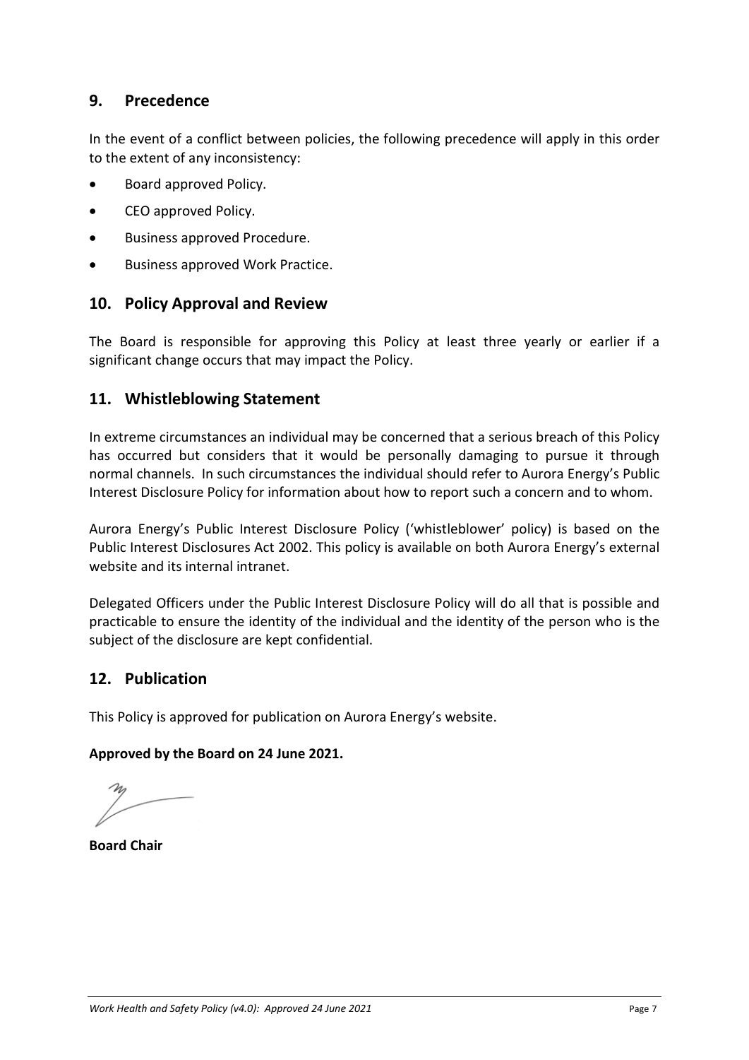## 9. Precedence

In the event of a conflict between policies, the following precedence will apply in this order to the extent of any inconsistency:

- Board approved Policy.
- CEO approved Policy.
- Business approved Procedure.
- Business approved Work Practice.

## 10. Policy Approval and Review

The Board is responsible for approving this Policy at least three yearly or earlier if a significant change occurs that may impact the Policy.

## 11. Whistleblowing Statement

In extreme circumstances an individual may be concerned that a serious breach of this Policy has occurred but considers that it would be personally damaging to pursue it through normal channels. In such circumstances the individual should refer to Aurora Energy's Public Interest Disclosure Policy for information about how to report such a concern and to whom.

Aurora Energy's Public Interest Disclosure Policy ('whistleblower' policy) is based on the Public Interest Disclosures Act 2002. This policy is available on both Aurora Energy's external website and its internal intranet.

Delegated Officers under the Public Interest Disclosure Policy will do all that is possible and practicable to ensure the identity of the individual and the identity of the person who is the subject of the disclosure are kept confidential.

## 12. Publication

This Policy is approved for publication on Aurora Energy's website.

**Approved by the Board on 24 June 2021.**

**Board Chair**